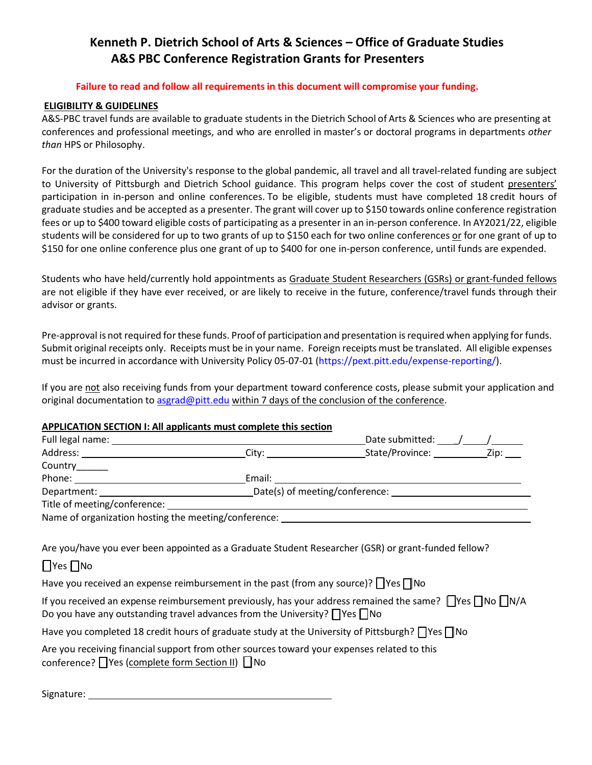# Kenneth P. Dietrich School of Arts & Sciences – Office of Graduate Studies
## A&S PBC Conference Registration Grants for Presenters

**Failure to read and follow all requirements in this document will compromise your funding.**

**ELIGIBILITY & GUIDELINES**

A&S-PBC travel funds are available to graduate students in the Dietrich School of Arts & Sciences who are presenting at conferences and professional meetings, and who are enrolled in master's or doctoral programs in departments *other than* HPS or Philosophy.

For the duration of the University's response to the global pandemic, all travel and all travel-related funding are subject to University of Pittsburgh and Dietrich School guidance. This program helps cover the cost of student presenters' participation in in-person and online conferences. To be eligible, students must have completed 18 credit hours of graduate studies and be accepted as a presenter. The grant will cover up to $150 towards online conference registration fees or up to $400 toward eligible costs of participating as a presenter in an in-person conference. In AY2021/22, eligible students will be considered for up to two grants of up to $150 each for two online conferences or for one grant of up to $150 for one online conference plus one grant of up to $400 for one in-person conference, until funds are expended.

Students who have held/currently hold appointments as Graduate Student Researchers (GSRs) or grant-funded fellows are not eligible if they have ever received, or are likely to receive in the future, conference/travel funds through their advisor or grants.

Pre-approval is not required for these funds. Proof of participation and presentation is required when applying for funds. Submit original receipts only. Receipts must be in your name. Foreign receipts must be translated. All eligible expenses must be incurred in accordance with University Policy 05-07-01 (https://pext.pitt.edu/expense-reporting/).

If you are not also receiving funds from your department toward conference costs, please submit your application and original documentation to asgrad@pitt.edu within 7 days of the conclusion of the conference.

**APPLICATION SECTION I: All applicants must complete this section**

Full legal name: ______________________ Date submitted: ___/___/_____

Address: ______________________ City: ______________ State/Province: __________ Zip: ___

Country______

Phone: ______________________ Email: ______________________

Department: ______________________ Date(s) of meeting/conference: ______________________

Title of meeting/conference: ______________________

Name of organization hosting the meeting/conference: ______________________

Are you/have you ever been appointed as a Graduate Student Researcher (GSR) or grant-funded fellow?

☐ Yes ☐ No

Have you received an expense reimbursement in the past (from any source)? ☐ Yes ☐ No

If you received an expense reimbursement previously, has your address remained the same? ☐ Yes ☐ No ☐ N/A

Do you have any outstanding travel advances from the University? ☐ Yes ☐ No

Have you completed 18 credit hours of graduate study at the University of Pittsburgh? ☐ Yes ☐ No

Are you receiving financial support from other sources toward your expenses related to this conference? ☐ Yes (complete form Section II) ☐ No

Signature: ______________________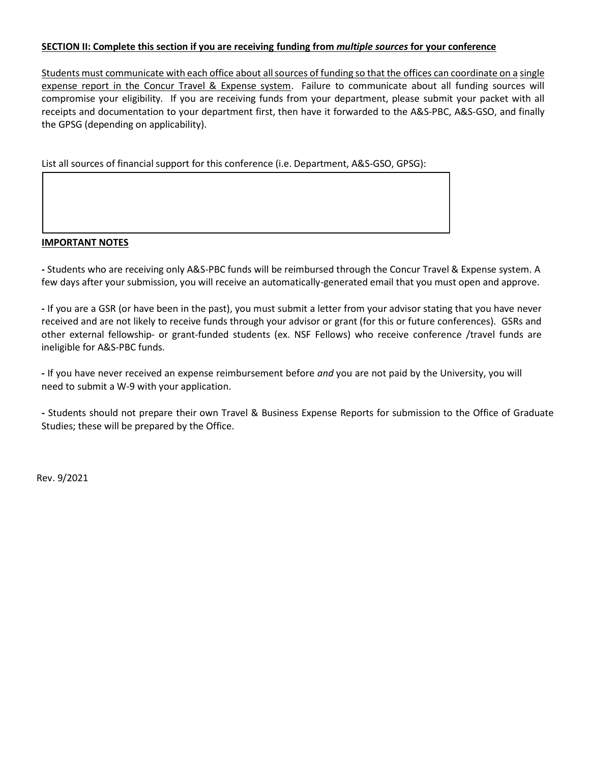**SECTION II: Complete this section if you are receiving funding from *multiple sources* for your conference**

Students must communicate with each office about all sources of funding so that the offices can coordinate on a single expense report in the Concur Travel & Expense system. Failure to communicate about all funding sources will compromise your eligibility. If you are receiving funds from your department, please submit your packet with all receipts and documentation to your department first, then have it forwarded to the A&S-PBC, A&S-GSO, and finally the GPSG (depending on applicability).

List all sources of financial support for this conference (i.e. Department, A&S-GSO, GPSG):

**IMPORTANT NOTES**

- Students who are receiving only A&S-PBC funds will be reimbursed through the Concur Travel & Expense system. A few days after your submission, you will receive an automatically-generated email that you must open and approve.

- If you are a GSR (or have been in the past), you must submit a letter from your advisor stating that you have never received and are not likely to receive funds through your advisor or grant (for this or future conferences). GSRs and other external fellowship- or grant-funded students (ex. NSF Fellows) who receive conference /travel funds are ineligible for A&S-PBC funds.

- If you have never received an expense reimbursement before *and* you are not paid by the University, you will need to submit a W-9 with your application.

- Students should not prepare their own Travel & Business Expense Reports for submission to the Office of Graduate Studies; these will be prepared by the Office.

Rev. 9/2021